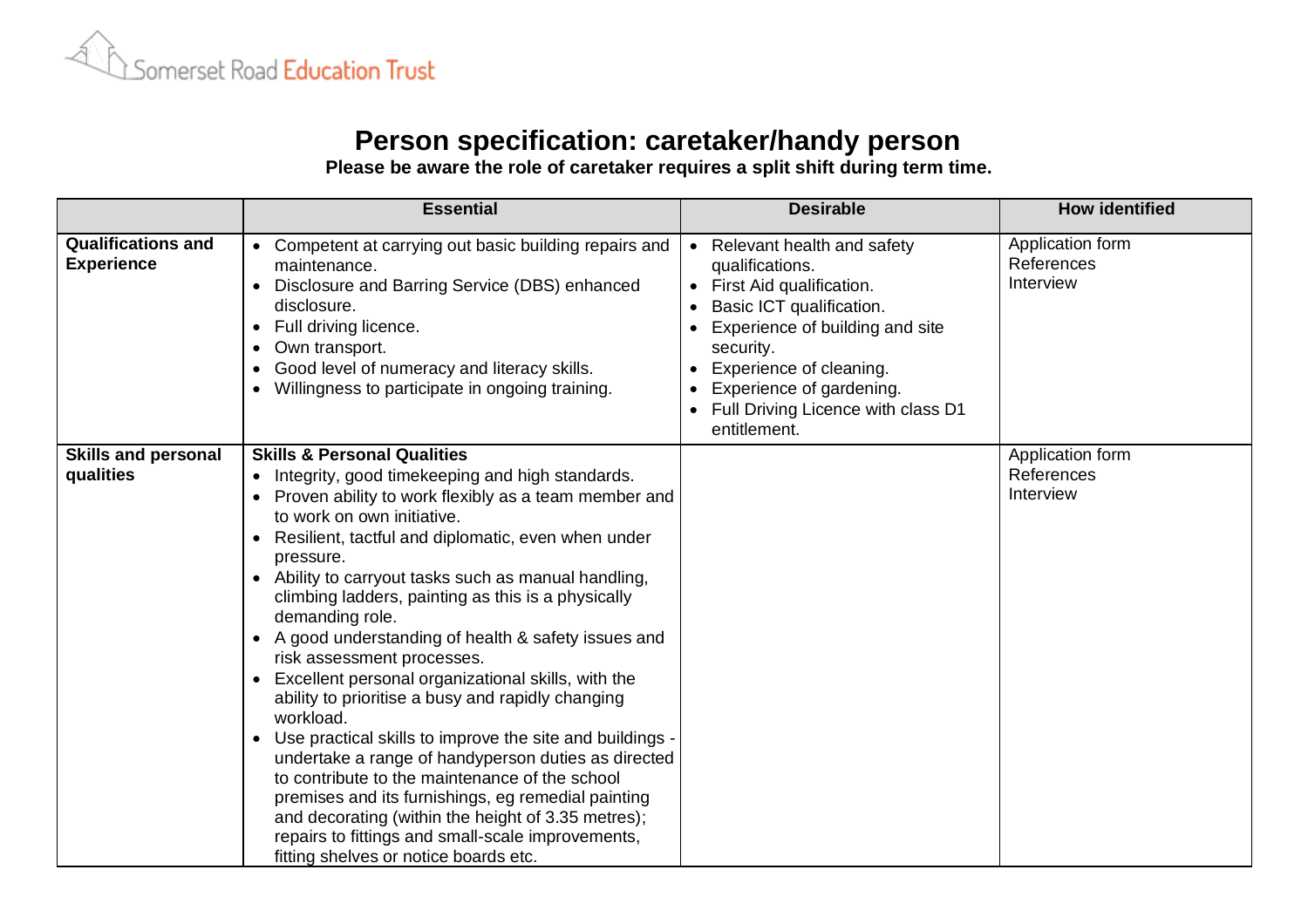Somerset Road Education Trust

# Person specification: caretaker/handy person

**Please be aware the role of caretaker requires a split shift during term time.**

| | Essential | Desirable | How identified |
|---|---|---|---|
| **Qualifications and Experience** | • Competent at carrying out basic building repairs and maintenance.<br>• Disclosure and Barring Service (DBS) enhanced disclosure.<br>• Full driving licence.<br>• Own transport.<br>• Good level of numeracy and literacy skills.<br>• Willingness to participate in ongoing training. | • Relevant health and safety qualifications.<br>• First Aid qualification.<br>• Basic ICT qualification.<br>• Experience of building and site security.<br>• Experience of cleaning.<br>• Experience of gardening.<br>• Full Driving Licence with class D1 entitlement. | Application form<br>References<br>Interview |
| **Skills and personal qualities** | **Skills & Personal Qualities**<br>• Integrity, good timekeeping and high standards.<br>• Proven ability to work flexibly as a team member and to work on own initiative.<br>• Resilient, tactful and diplomatic, even when under pressure.<br>• Ability to carryout tasks such as manual handling, climbing ladders, painting as this is a physically demanding role.<br>• A good understanding of health & safety issues and risk assessment processes.<br>• Excellent personal organizational skills, with the ability to prioritise a busy and rapidly changing workload.<br>• Use practical skills to improve the site and buildings - undertake a range of handyperson duties as directed to contribute to the maintenance of the school premises and its furnishings, eg remedial painting and decorating (within the height of 3.35 metres); repairs to fittings and small-scale improvements, fitting shelves or notice boards etc. | | Application form<br>References<br>Interview |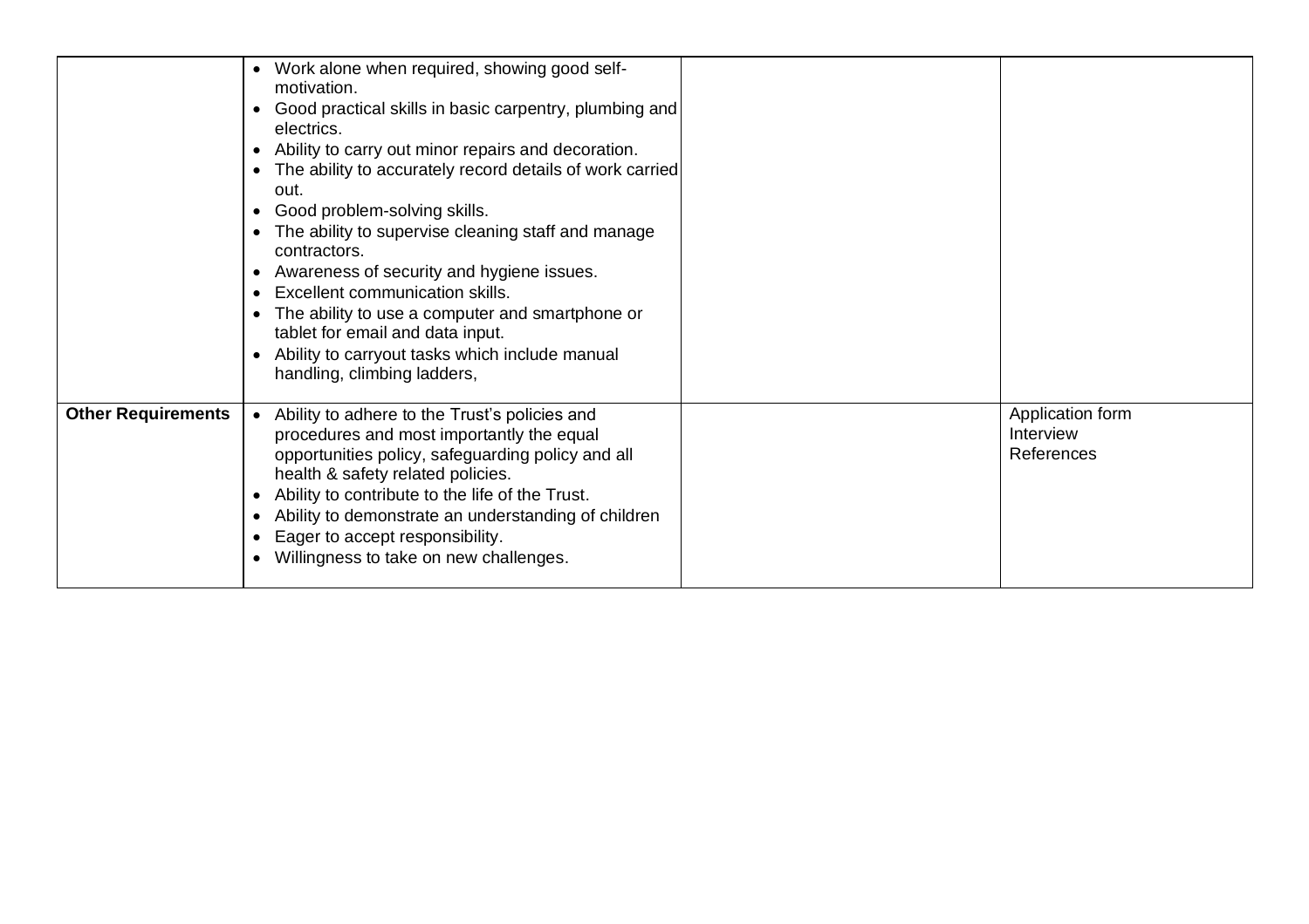| | | | |
|---|---|---|---|
| | • Work alone when required, showing good self-motivation.<br>• Good practical skills in basic carpentry, plumbing and electrics.<br>• Ability to carry out minor repairs and decoration.<br>• The ability to accurately record details of work carried out.<br>• Good problem-solving skills.<br>• The ability to supervise cleaning staff and manage contractors.<br>• Awareness of security and hygiene issues.<br>• Excellent communication skills.<br>• The ability to use a computer and smartphone or tablet for email and data input.<br>• Ability to carryout tasks which include manual handling, climbing ladders, | | |
| **Other Requirements** | • Ability to adhere to the Trust's policies and procedures and most importantly the equal opportunities policy, safeguarding policy and all health & safety related policies.<br>• Ability to contribute to the life of the Trust.<br>• Ability to demonstrate an understanding of children<br>• Eager to accept responsibility.<br>• Willingness to take on new challenges. | | Application form<br>Interview<br>References |